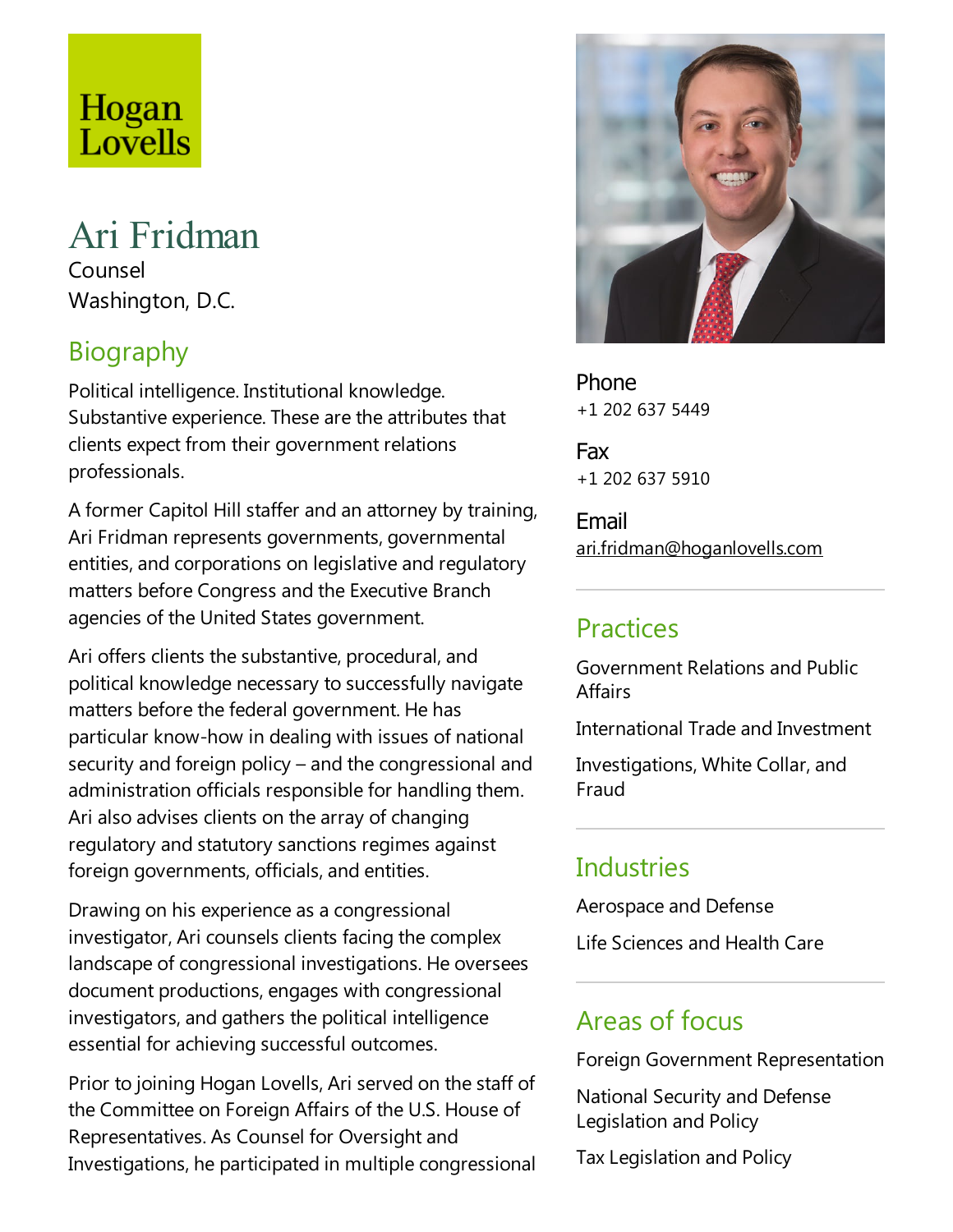Hogan Lovells

# Ari Fridman

Counsel
Washington, D.C.

## Biography

Political intelligence. Institutional knowledge. Substantive experience. These are the attributes that clients expect from their government relations professionals.

A former Capitol Hill staffer and an attorney by training, Ari Fridman represents governments, governmental entities, and corporations on legislative and regulatory matters before Congress and the Executive Branch agencies of the United States government.

Ari offers clients the substantive, procedural, and political knowledge necessary to successfully navigate matters before the federal government. He has particular know-how in dealing with issues of national security and foreign policy – and the congressional and administration officials responsible for handling them. Ari also advises clients on the array of changing regulatory and statutory sanctions regimes against foreign governments, officials, and entities.

Drawing on his experience as a congressional investigator, Ari counsels clients facing the complex landscape of congressional investigations. He oversees document productions, engages with congressional investigators, and gathers the political intelligence essential for achieving successful outcomes.

Prior to joining Hogan Lovells, Ari served on the staff of the Committee on Foreign Affairs of the U.S. House of Representatives. As Counsel for Oversight and Investigations, he participated in multiple congressional

**Phone**
+1 202 637 5449

**Fax**
+1 202 637 5910

**Email**
ari.fridman@hoganlovells.com

## Practices

Government Relations and Public Affairs

International Trade and Investment

Investigations, White Collar, and Fraud

## Industries

Aerospace and Defense

Life Sciences and Health Care

## Areas of focus

Foreign Government Representation

National Security and Defense Legislation and Policy

Tax Legislation and Policy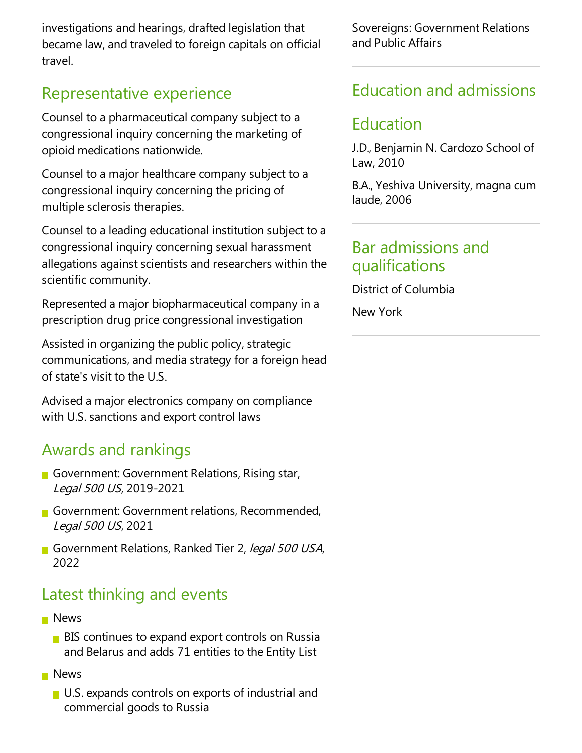investigations and hearings, drafted legislation that became law, and traveled to foreign capitals on official travel.

## Representative experience

Counsel to a pharmaceutical company subject to a congressional inquiry concerning the marketing of opioid medications nationwide.

Counsel to a major healthcare company subject to a congressional inquiry concerning the pricing of multiple sclerosis therapies.

Counsel to a leading educational institution subject to a congressional inquiry concerning sexual harassment allegations against scientists and researchers within the scientific community.

Represented a major biopharmaceutical company in a prescription drug price congressional investigation

Assisted in organizing the public policy, strategic communications, and media strategy for a foreign head of state's visit to the U.S.

Advised a major electronics company on compliance with U.S. sanctions and export control laws

## Awards and rankings

- Government: Government Relations, Rising star, *Legal 500 US*, 2019-2021
- Government: Government relations, Recommended, *Legal 500 US*, 2021
- Government Relations, Ranked Tier 2, *legal 500 USA*, 2022

## Latest thinking and events

- News
  - BIS continues to expand export controls on Russia and Belarus and adds 71 entities to the Entity List
- News
  - U.S. expands controls on exports of industrial and commercial goods to Russia

Sovereigns: Government Relations and Public Affairs

## Education and admissions

### Education

J.D., Benjamin N. Cardozo School of Law, 2010

B.A., Yeshiva University, magna cum laude, 2006

### Bar admissions and qualifications

District of Columbia

New York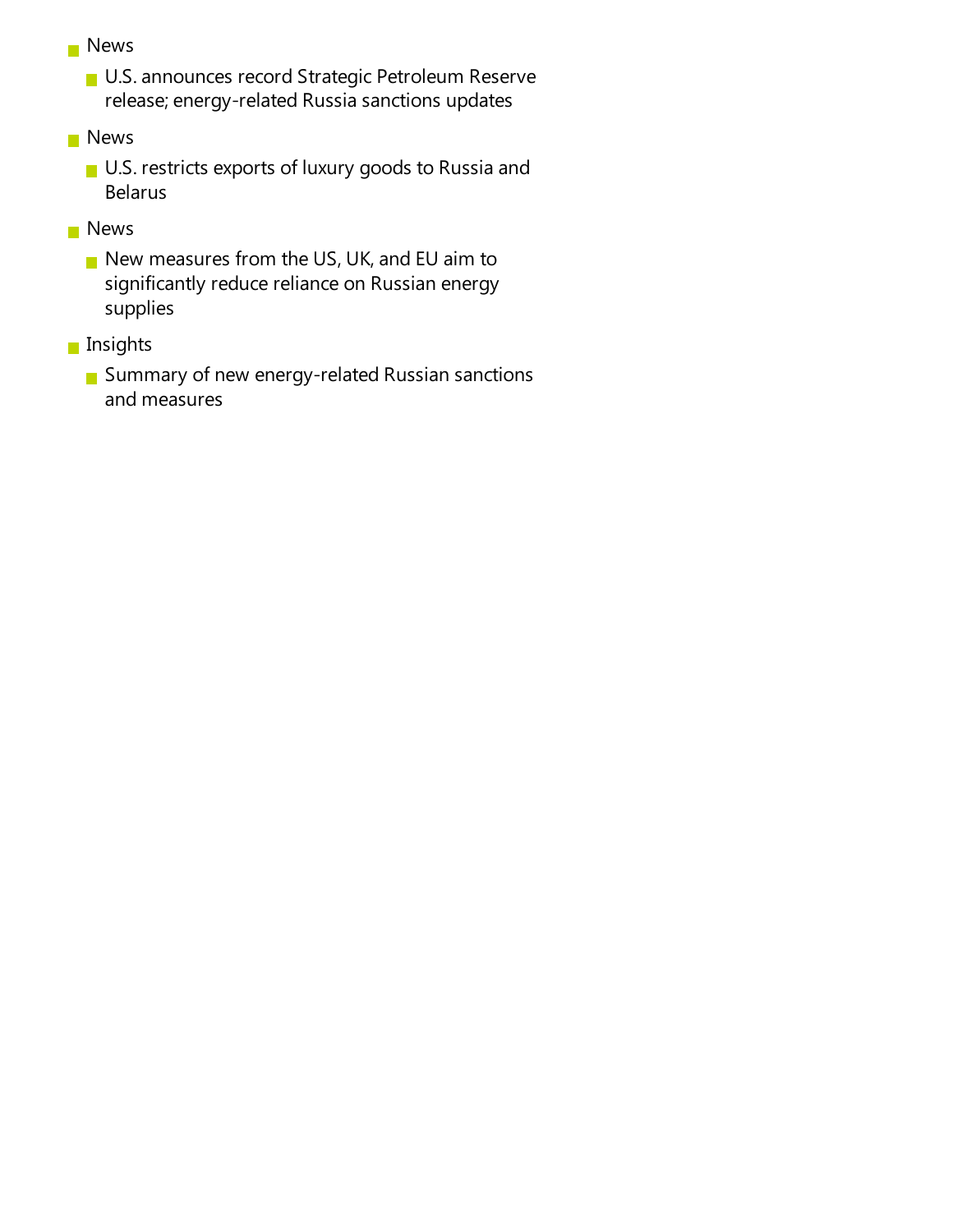- News
  - U.S. announces record Strategic Petroleum Reserve release; energy-related Russia sanctions updates
- News
  - U.S. restricts exports of luxury goods to Russia and Belarus
- News
  - New measures from the US, UK, and EU aim to significantly reduce reliance on Russian energy supplies
- Insights
  - Summary of new energy-related Russian sanctions and measures